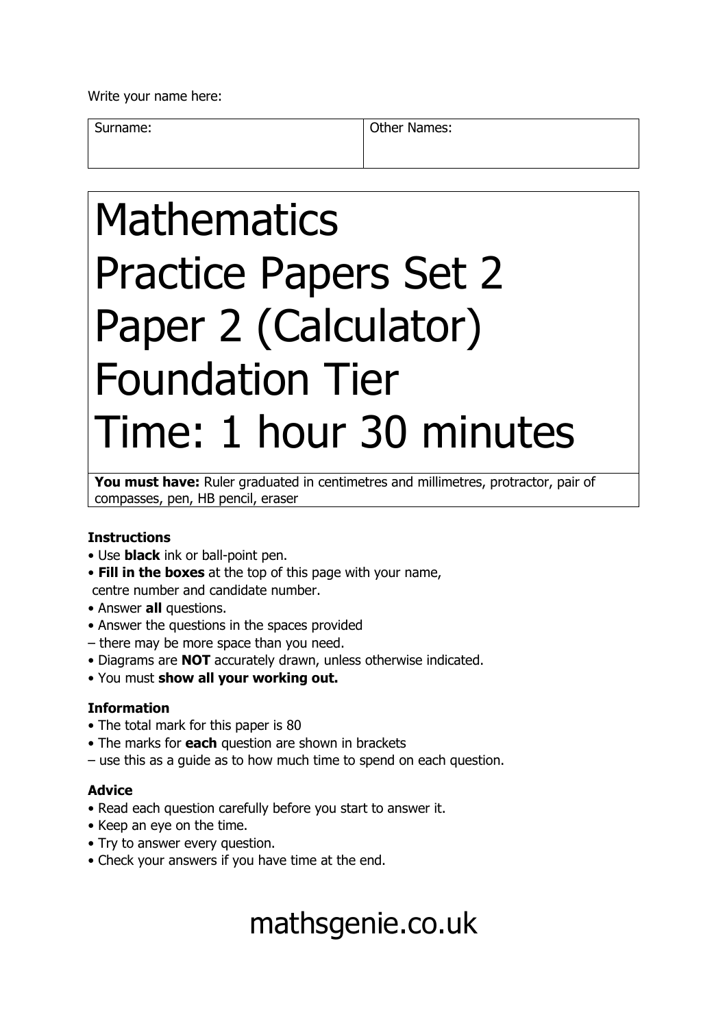Write your name here:

| Surname: | Other Names: |
| --- | --- |
| | |

# Mathematics
# Practice Papers Set 2
# Paper 2 (Calculator)
# Foundation Tier
# Time: 1 hour 30 minutes

**You must have:** Ruler graduated in centimetres and millimetres, protractor, pair of compasses, pen, HB pencil, eraser

**Instructions**

- Use **black** ink or ball-point pen.
- **Fill in the boxes** at the top of this page with your name, centre number and candidate number.
- Answer **all** questions.
- Answer the questions in the spaces provided – there may be more space than you need.
- Diagrams are **NOT** accurately drawn, unless otherwise indicated.
- You must **show all your working out.**

**Information**

- The total mark for this paper is 80
- The marks for **each** question are shown in brackets – use this as a guide as to how much time to spend on each question.

**Advice**

- Read each question carefully before you start to answer it.
- Keep an eye on the time.
- Try to answer every question.
- Check your answers if you have time at the end.

mathsgenie.co.uk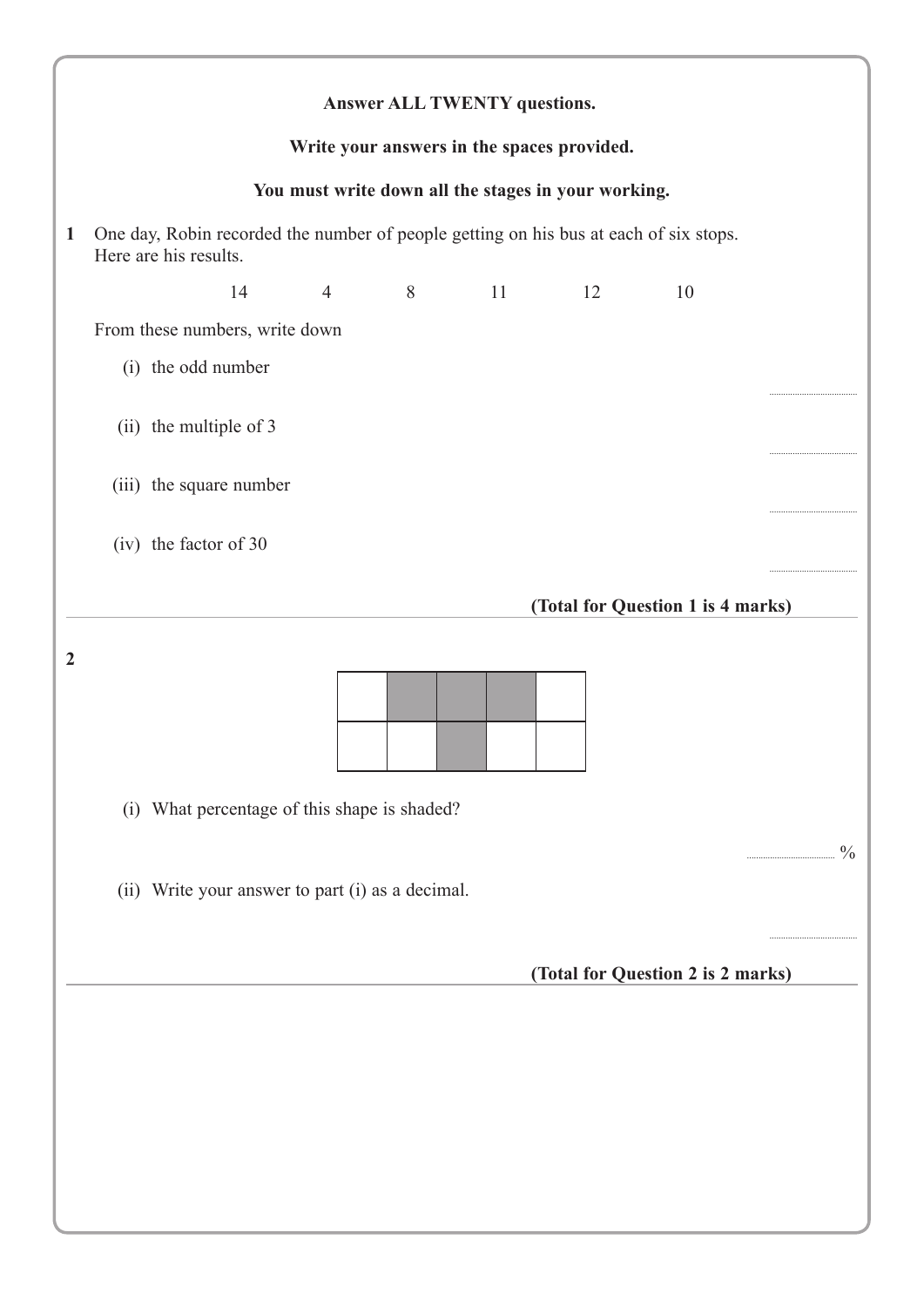**Answer ALL TWENTY questions.**

**Write your answers in the spaces provided.**

**You must write down all the stages in your working.**

**1** One day, Robin recorded the number of people getting on his bus at each of six stops. Here are his results.

14 4 8 11 12 10

From these numbers, write down

(i) the odd number

..........................

(ii) the multiple of 3

..........................

(iii) the square number

..........................

(iv) the factor of 30

..........................

**(Total for Question 1 is 4 marks)**

---

**2**

| | | | | |
|---|---|---|---|---|
| | ■ | ■ | ■ | |
| | | ■ | | |

(i) What percentage of this shape is shaded?

.......................... %

(ii) Write your answer to part (i) as a decimal.

..........................

**(Total for Question 2 is 2 marks)**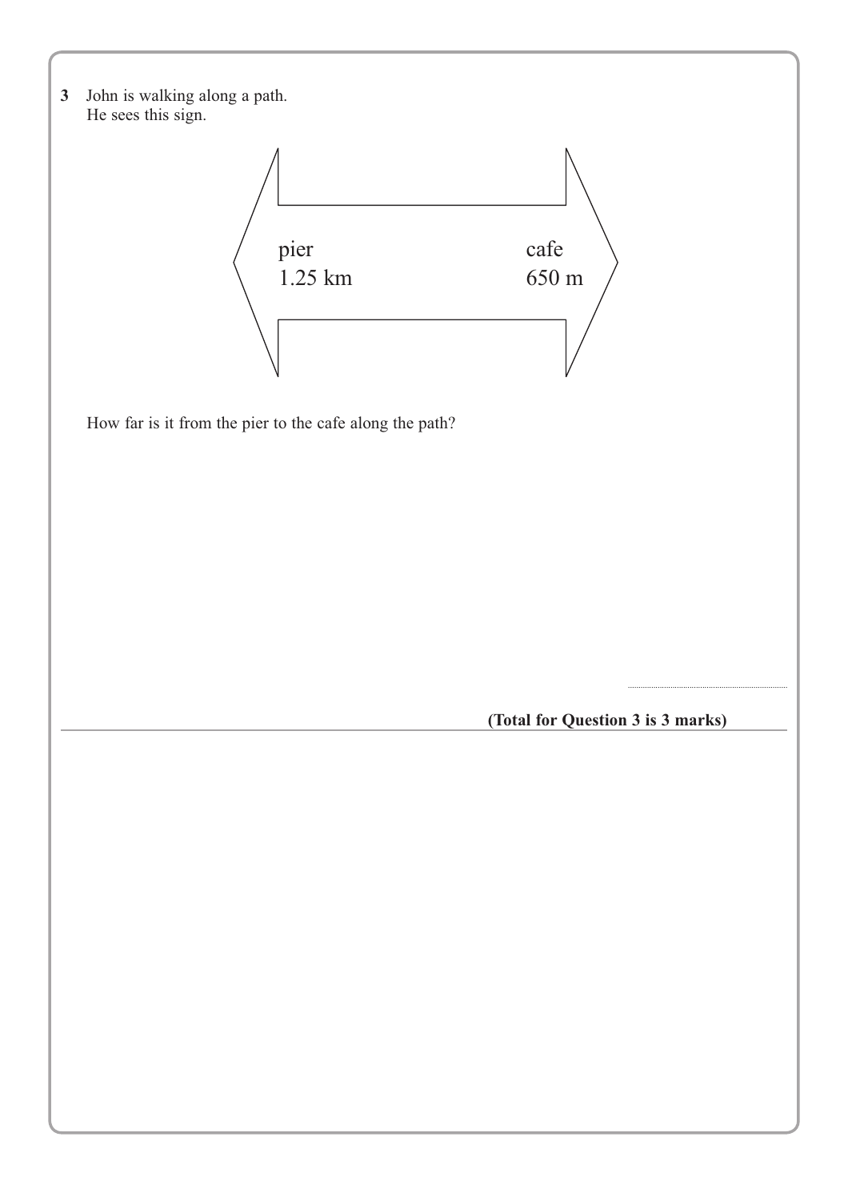**3** John is walking along a path.
He sees this sign.

pier
1.25 km

cafe
650 m

How far is it from the pier to the cafe along the path?

..............................

**(Total for Question 3 is 3 marks)**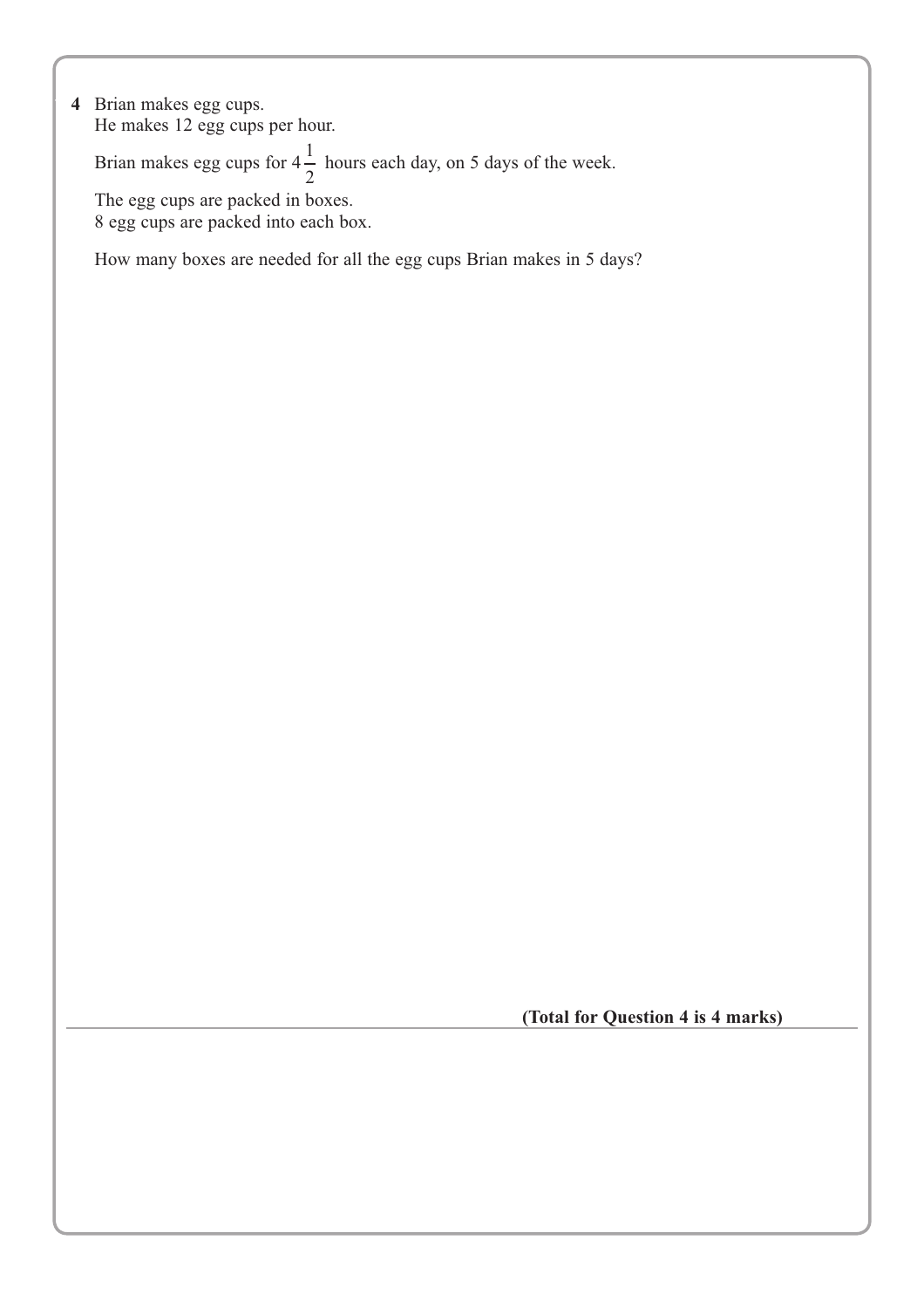**4** Brian makes egg cups.
He makes 12 egg cups per hour.

Brian makes egg cups for $4\frac{1}{2}$ hours each day, on 5 days of the week.

The egg cups are packed in boxes.
8 egg cups are packed into each box.

How many boxes are needed for all the egg cups Brian makes in 5 days?

**(Total for Question 4 is 4 marks)**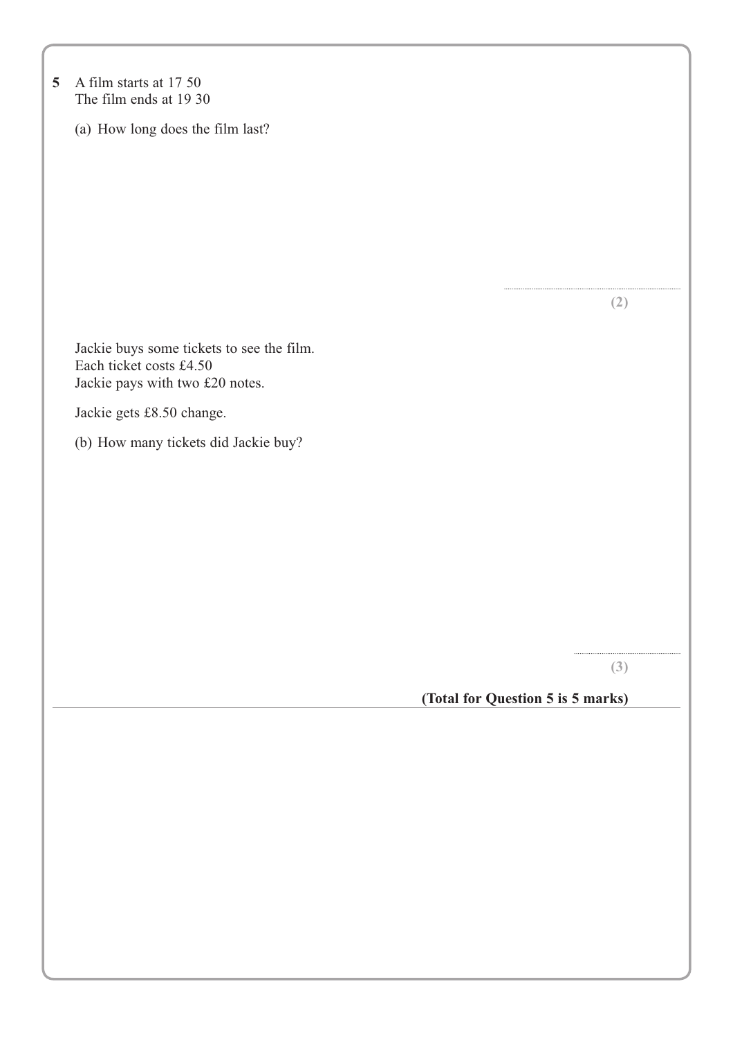**5** A film starts at 17 50
The film ends at 19 30

(a) How long does the film last?

..............................

**(2)**

Jackie buys some tickets to see the film.
Each ticket costs £4.50
Jackie pays with two £20 notes.

Jackie gets £8.50 change.

(b) How many tickets did Jackie buy?

..............................

**(3)**

**(Total for Question 5 is 5 marks)**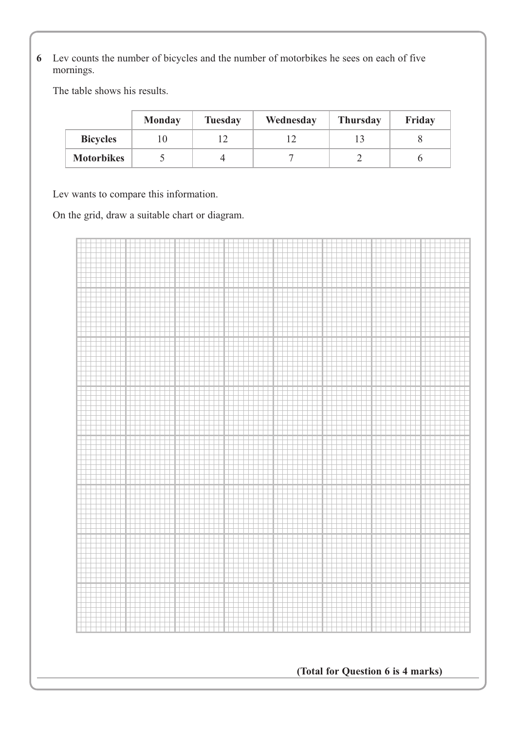**6** Lev counts the number of bicycles and the number of motorbikes he sees on each of five mornings.

The table shows his results.

| | **Monday** | **Tuesday** | **Wednesday** | **Thursday** | **Friday** |
|---|---|---|---|---|---|
| **Bicycles** | 10 | 12 | 12 | 13 | 8 |
| **Motorbikes** | 5 | 4 | 7 | 2 | 6 |

Lev wants to compare this information.

On the grid, draw a suitable chart or diagram.

**(Total for Question 6 is 4 marks)**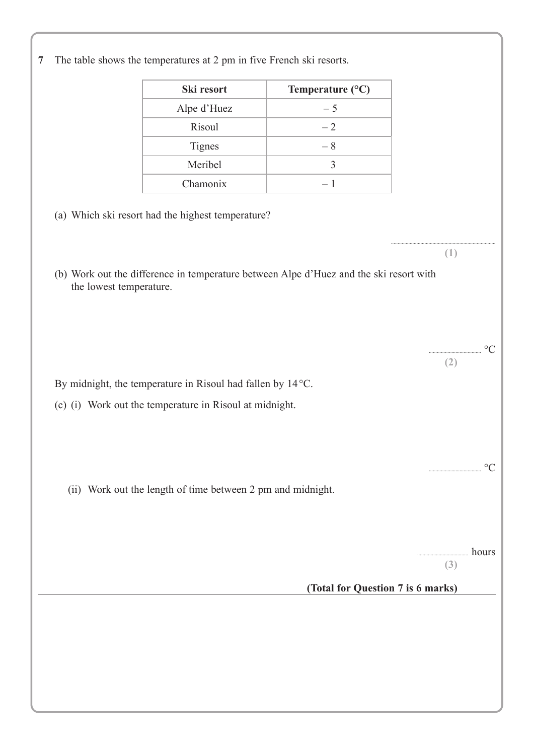**7** The table shows the temperatures at 2 pm in five French ski resorts.

| Ski resort | Temperature (°C) |
|---|---|
| Alpe d'Huez | – 5 |
| Risoul | – 2 |
| Tignes | – 8 |
| Meribel | 3 |
| Chamonix | – 1 |

(a) Which ski resort had the highest temperature?

..............................................................
**(1)**

(b) Work out the difference in temperature between Alpe d'Huez and the ski resort with the lowest temperature.

.............................. °C
**(2)**

By midnight, the temperature in Risoul had fallen by 14 °C.

(c) (i) Work out the temperature in Risoul at midnight.

.............................. °C

(ii) Work out the length of time between 2 pm and midnight.

.............................. hours
**(3)**

**(Total for Question 7 is 6 marks)**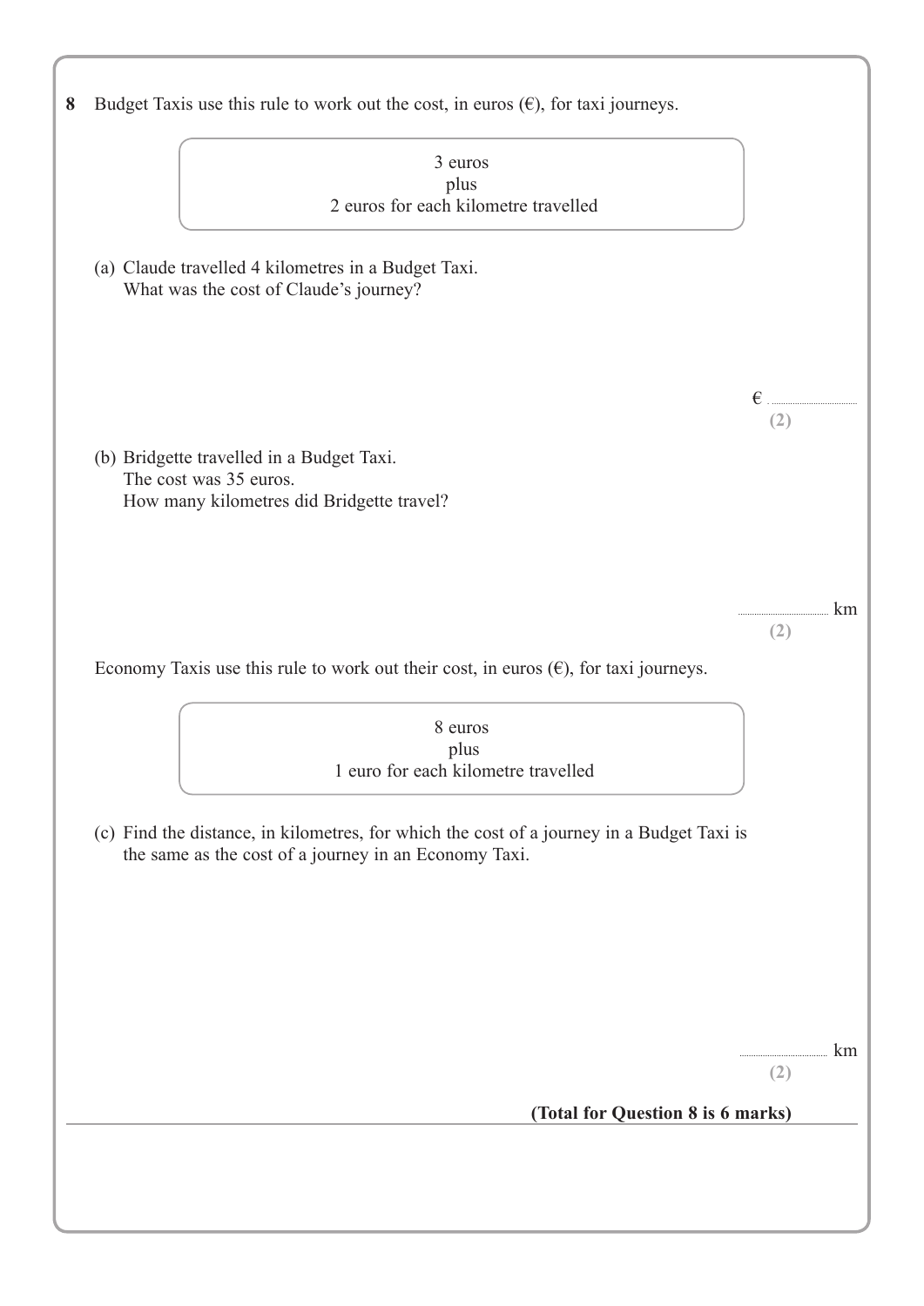**8** Budget Taxis use this rule to work out the cost, in euros (€), for taxi journeys.

> 3 euros
> plus
> 2 euros for each kilometre travelled

(a) Claude travelled 4 kilometres in a Budget Taxi.
What was the cost of Claude's journey?

€ ..............................
**(2)**

(b) Bridgette travelled in a Budget Taxi.
The cost was 35 euros.
How many kilometres did Bridgette travel?

.............................. km
**(2)**

Economy Taxis use this rule to work out their cost, in euros (€), for taxi journeys.

> 8 euros
> plus
> 1 euro for each kilometre travelled

(c) Find the distance, in kilometres, for which the cost of a journey in a Budget Taxi is the same as the cost of a journey in an Economy Taxi.

.............................. km
**(2)**

**(Total for Question 8 is 6 marks)**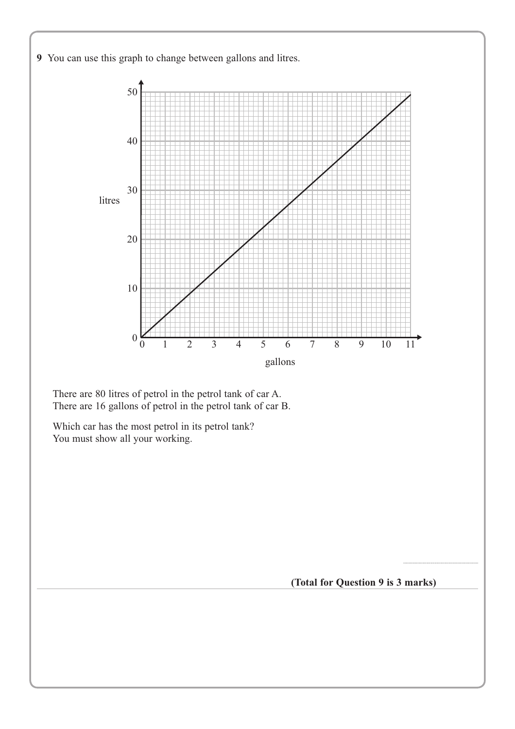**9** You can use this graph to change between gallons and litres.

There are 80 litres of petrol in the petrol tank of car A.
There are 16 gallons of petrol in the petrol tank of car B.

Which car has the most petrol in its petrol tank?
You must show all your working.

..............................

**(Total for Question 9 is 3 marks)**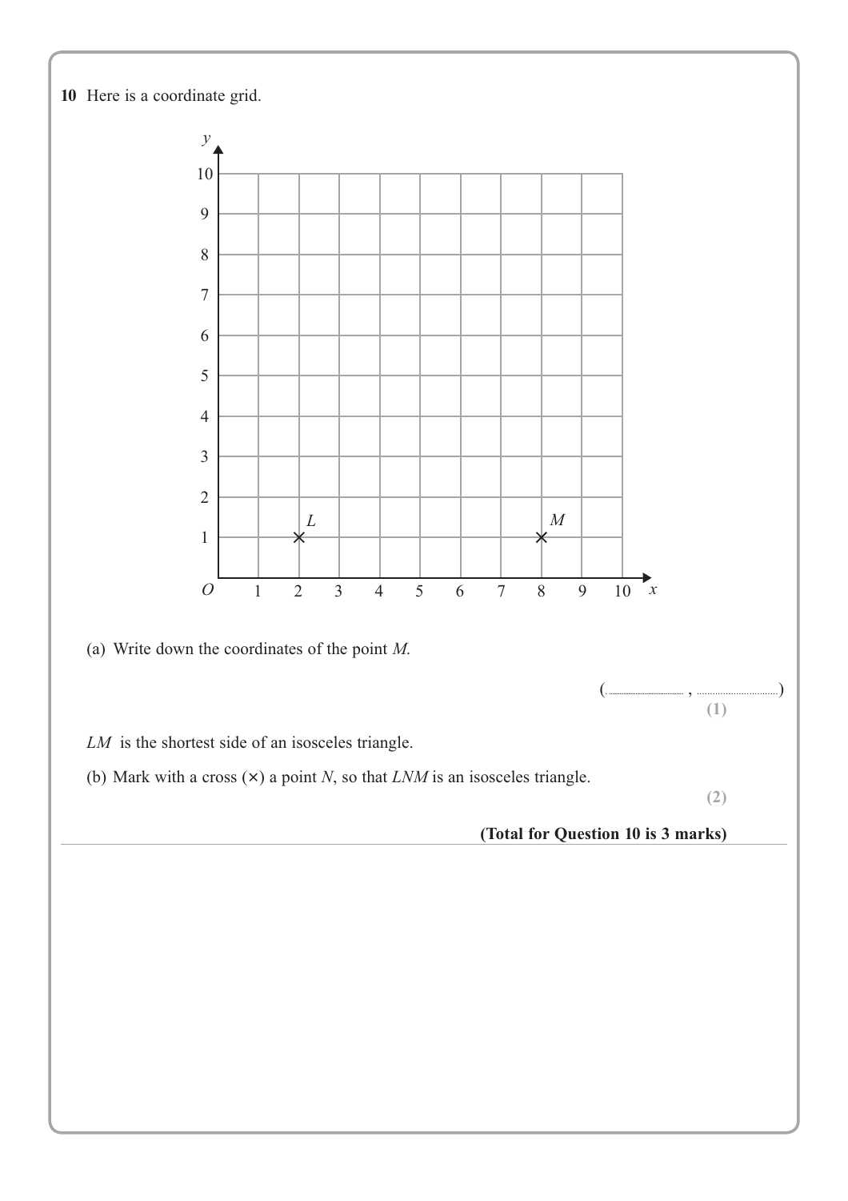**10** Here is a coordinate grid.

(a) Write down the coordinates of the point $M$.

(.................... , ....................)

**(1)**

$LM$ is the shortest side of an isosceles triangle.

(b) Mark with a cross (×) a point $N$, so that $LNM$ is an isosceles triangle.

**(2)**

**(Total for Question 10 is 3 marks)**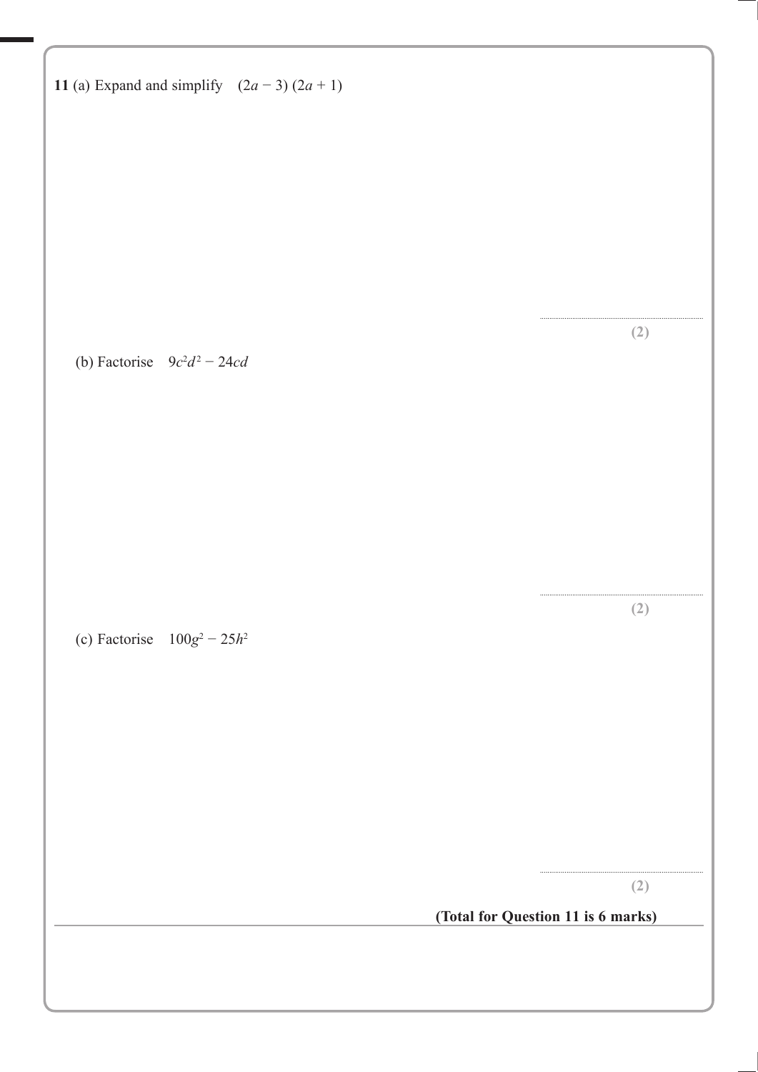**11** (a) Expand and simplify $(2a - 3)(2a + 1)$

..........................................................

**(2)**

(b) Factorise $9c^2d^2 - 24cd$

..........................................................

**(2)**

(c) Factorise $100g^2 - 25h^2$

..........................................................

**(2)**

**(Total for Question 11 is 6 marks)**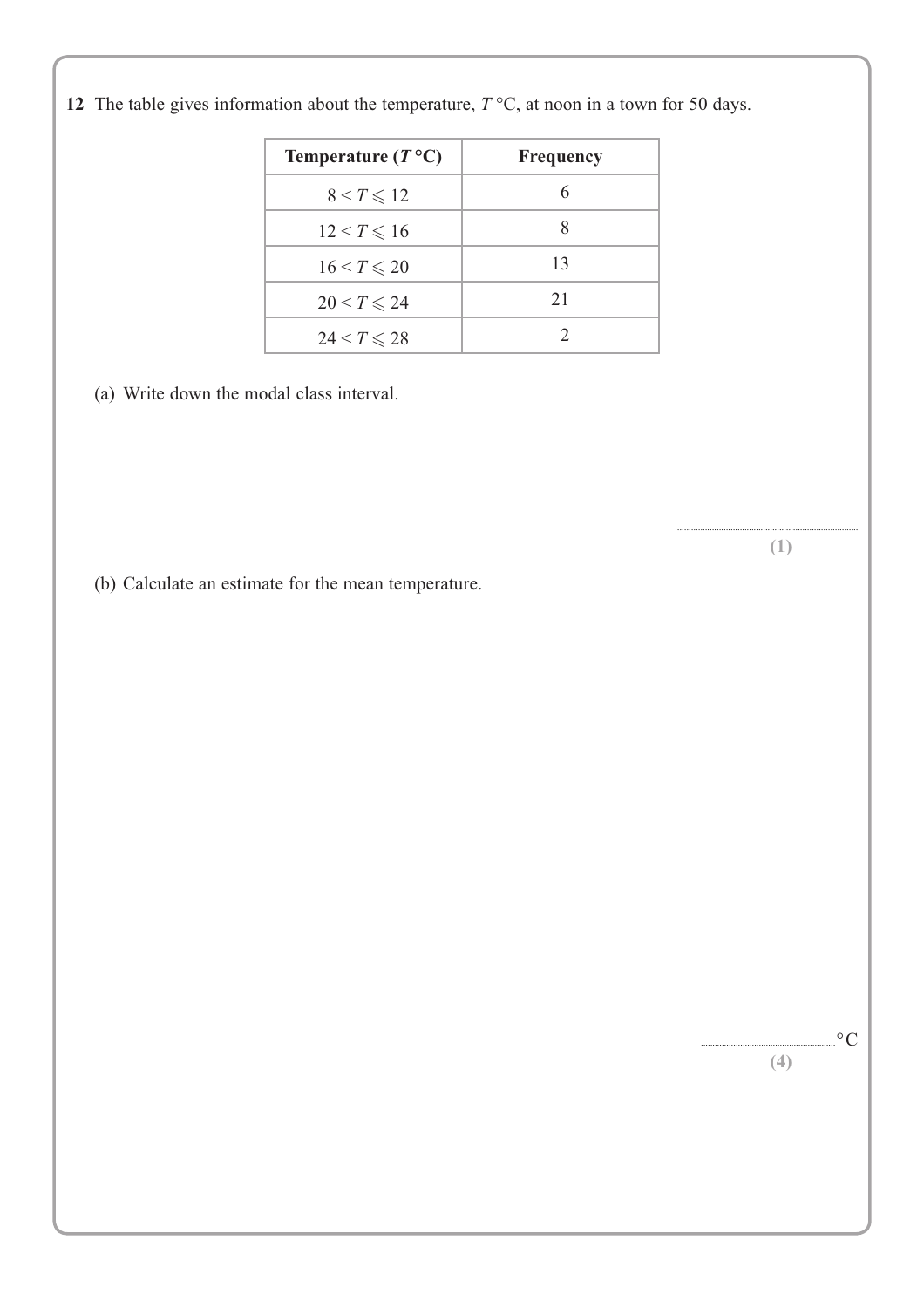**12** The table gives information about the temperature, $T$ °C, at noon in a town for 50 days.

| **Temperature ($T$ °C)** | **Frequency** |
|---|---|
| $8 < T \leqslant 12$ | 6 |
| $12 < T \leqslant 16$ | 8 |
| $16 < T \leqslant 20$ | 13 |
| $20 < T \leqslant 24$ | 21 |
| $24 < T \leqslant 28$ | 2 |

(a) Write down the modal class interval.

..............................

**(1)**

(b) Calculate an estimate for the mean temperature.

.............................. °C

**(4)**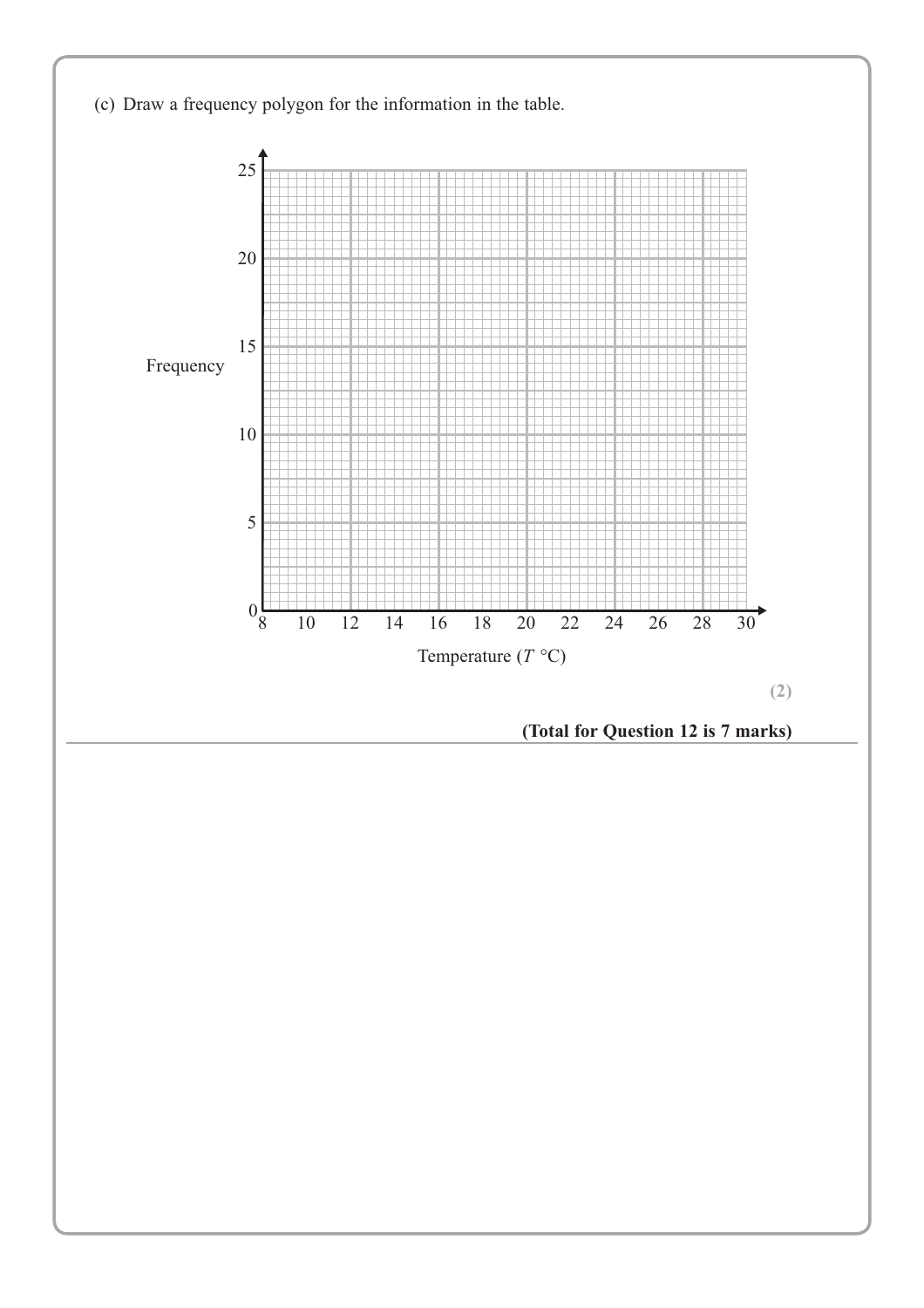(c) Draw a frequency polygon for the information in the table.

Frequency

Temperature ($T$ °C)

**(2)**

**(Total for Question 12 is 7 marks)**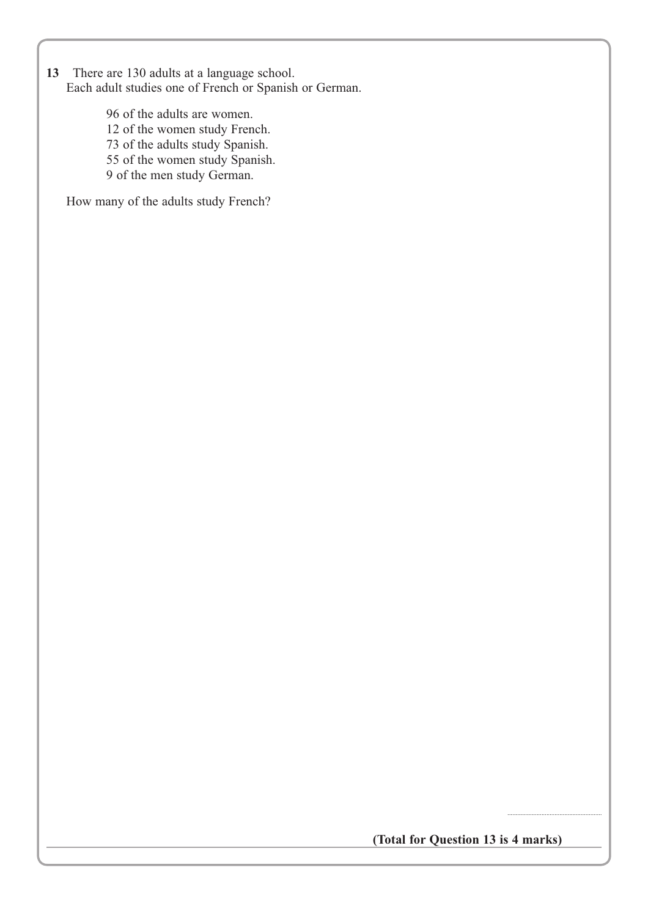**13** There are 130 adults at a language school.
Each adult studies one of French or Spanish or German.

96 of the adults are women.
12 of the women study French.
73 of the adults study Spanish.
55 of the women study Spanish.
9 of the men study German.

How many of the adults study French?

..............................

**(Total for Question 13 is 4 marks)**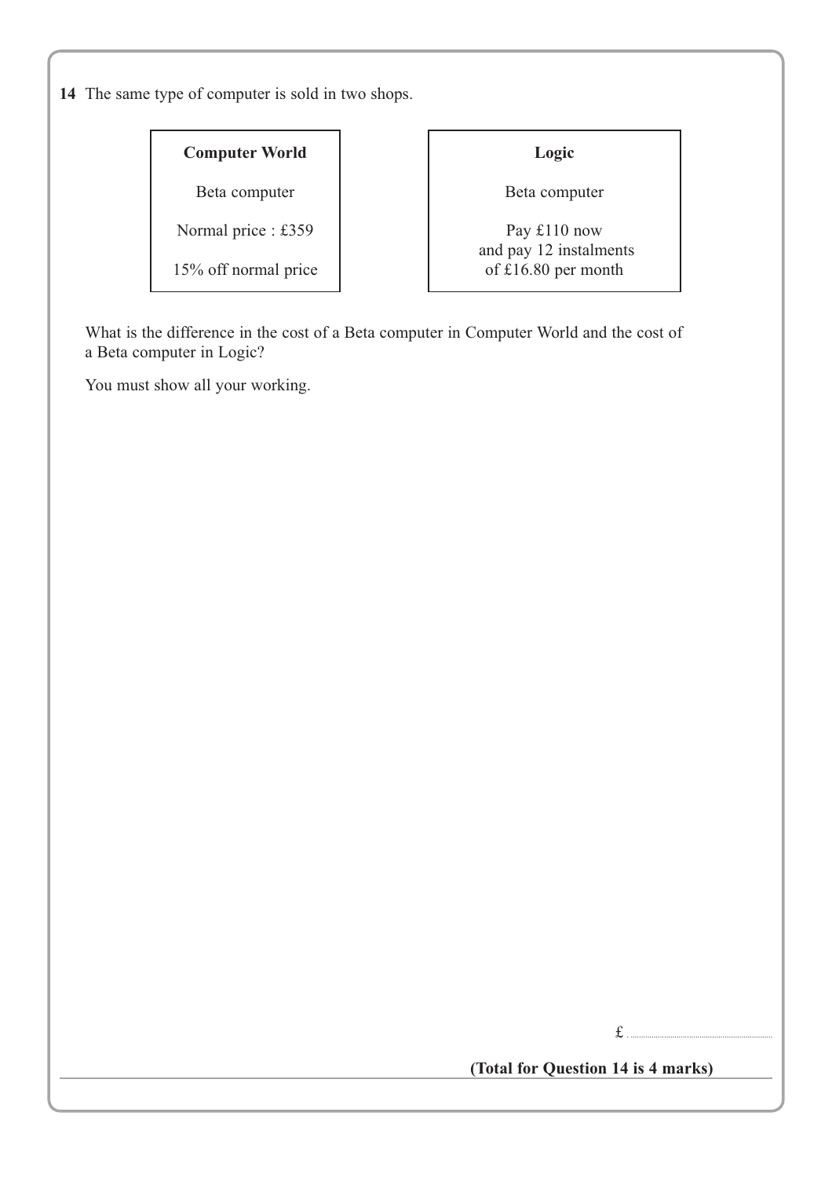**14** The same type of computer is sold in two shops.

| **Computer World** | **Logic** |
|---|---|
| Beta computer | Beta computer |
| Normal price : £359 | Pay £110 now and pay 12 instalments of £16.80 per month |
| 15% off normal price | |

What is the difference in the cost of a Beta computer in Computer World and the cost of a Beta computer in Logic?

You must show all your working.

£ ..............................

**(Total for Question 14 is 4 marks)**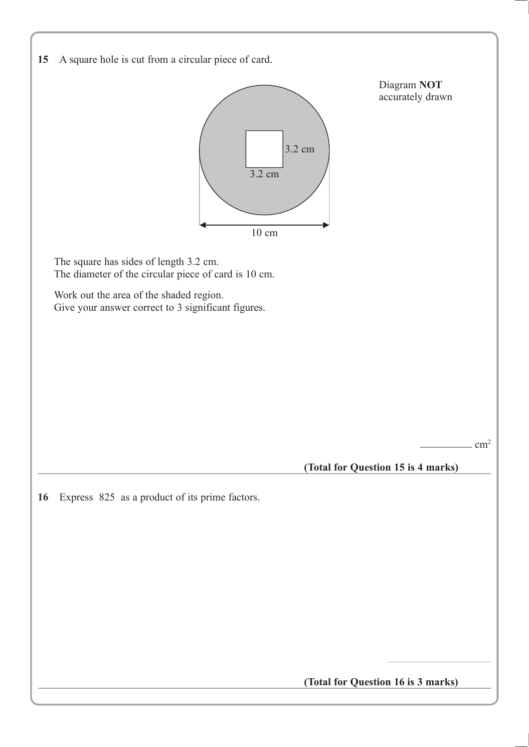**15** A square hole is cut from a circular piece of card.

Diagram **NOT** accurately drawn

3.2 cm

3.2 cm

10 cm

The square has sides of length 3.2 cm.
The diameter of the circular piece of card is 10 cm.

Work out the area of the shaded region.
Give your answer correct to 3 significant figures.

.................................. $cm^2$

**(Total for Question 15 is 4 marks)**

---

**16** Express 825 as a product of its prime factors.

..................................

**(Total for Question 16 is 3 marks)**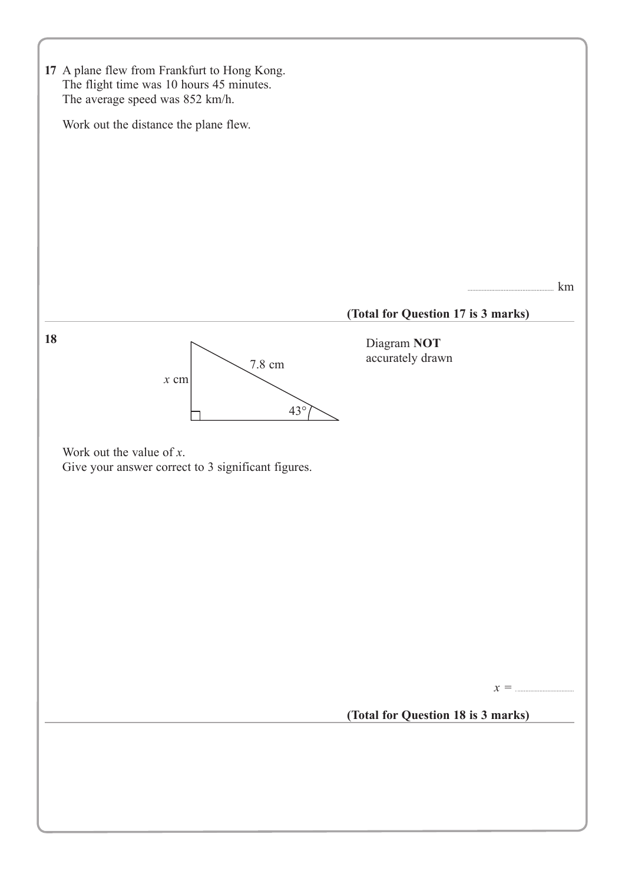**17** A plane flew from Frankfurt to Hong Kong.
The flight time was 10 hours 45 minutes.
The average speed was 852 km/h.

Work out the distance the plane flew.

.......................................... km

**(Total for Question 17 is 3 marks)**

---

**18**

Diagram **NOT** accurately drawn

$x$ cm, 7.8 cm, 43°

Work out the value of $x$.
Give your answer correct to 3 significant figures.

$x =$ ..........................

**(Total for Question 18 is 3 marks)**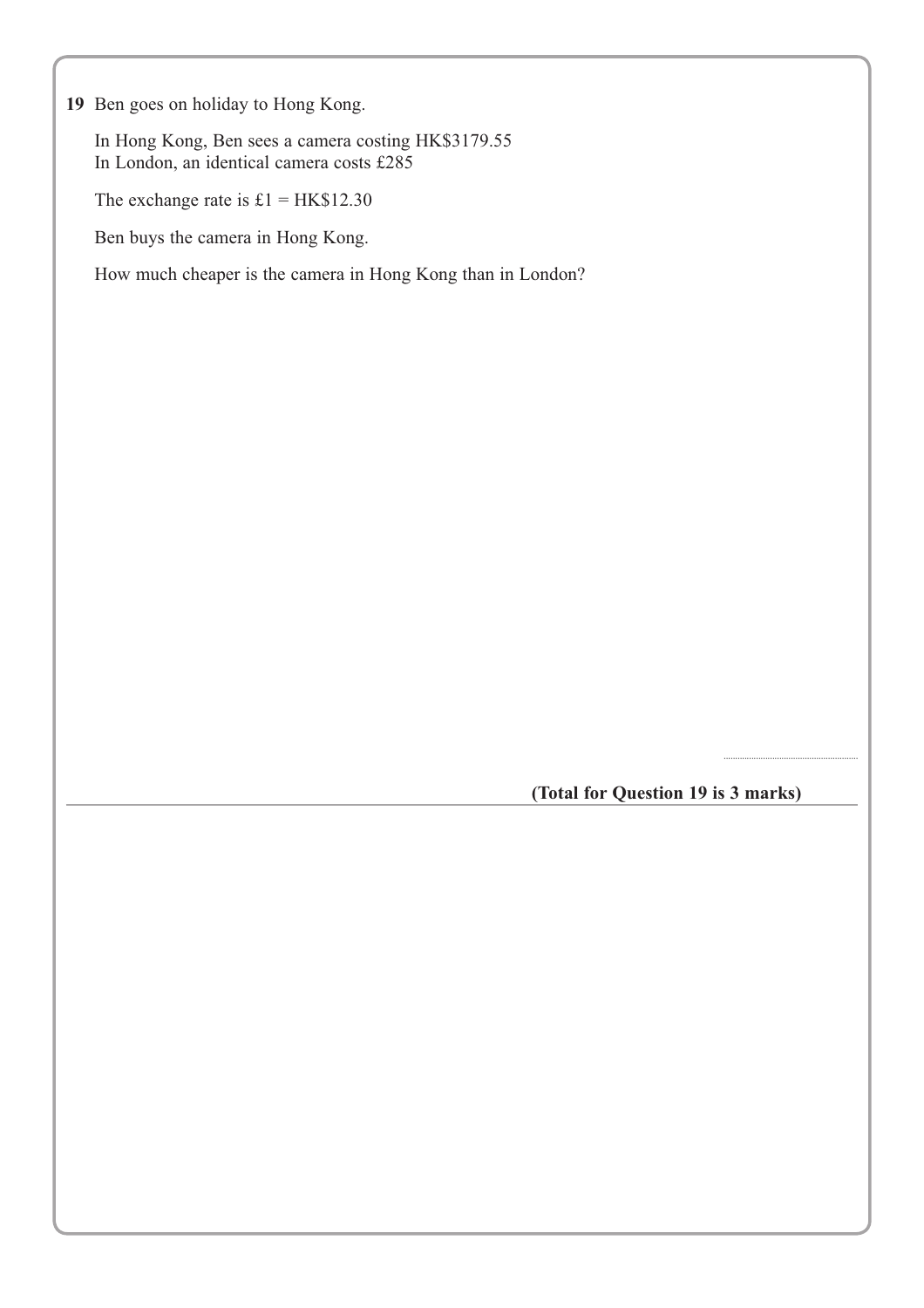**19** Ben goes on holiday to Hong Kong.

In Hong Kong, Ben sees a camera costing HK$3179.55
In London, an identical camera costs £285

The exchange rate is £1 = HK$12.30

Ben buys the camera in Hong Kong.

How much cheaper is the camera in Hong Kong than in London?

..............................................

**(Total for Question 19 is 3 marks)**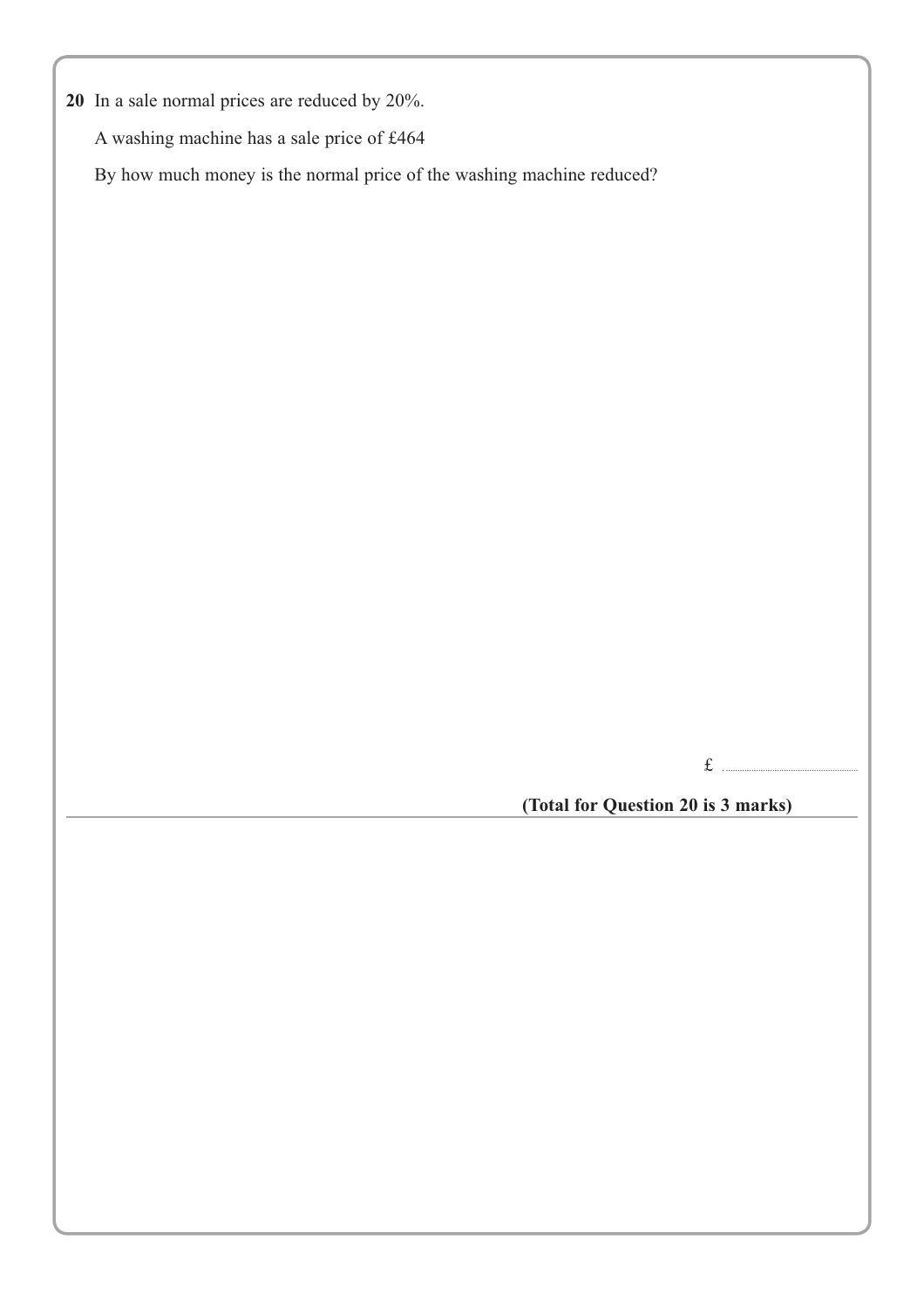**20** In a sale normal prices are reduced by 20%.

A washing machine has a sale price of £464

By how much money is the normal price of the washing machine reduced?

£ ..........................................

**(Total for Question 20 is 3 marks)**